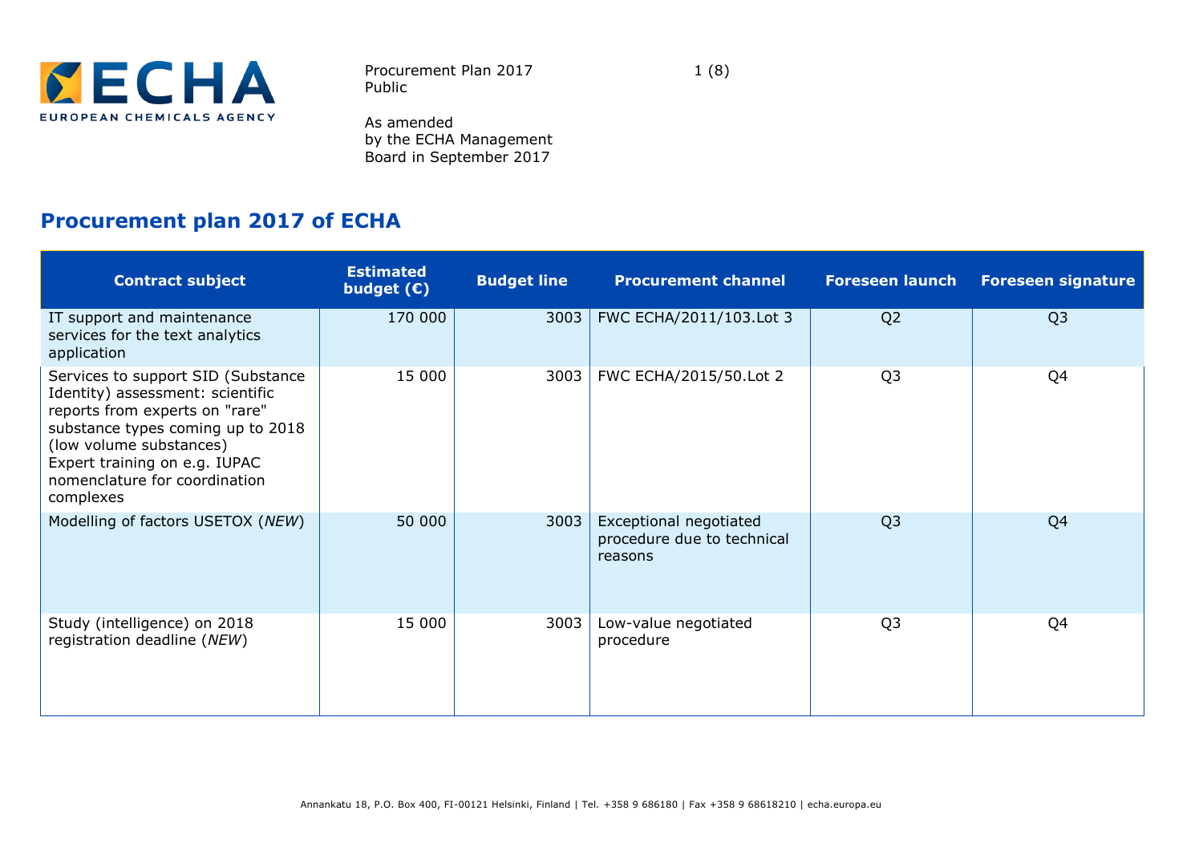Procurement Plan 2017
Public

As amended
by the ECHA Management
Board in September 2017

# Procurement plan 2017 of ECHA

| Contract subject | Estimated budget (€) | Budget line | Procurement channel | Foreseen launch | Foreseen signature |
| --- | --- | --- | --- | --- | --- |
| IT support and maintenance services for the text analytics application | 170 000 | 3003 | FWC ECHA/2011/103.Lot 3 | Q2 | Q3 |
| Services to support SID (Substance Identity) assessment: scientific reports from experts on "rare" substance types coming up to 2018 (low volume substances)<br>Expert training on e.g. IUPAC nomenclature for coordination complexes | 15 000 | 3003 | FWC ECHA/2015/50.Lot 2 | Q3 | Q4 |
| Modelling of factors USETOX (*NEW*) | 50 000 | 3003 | Exceptional negotiated procedure due to technical reasons | Q3 | Q4 |
| Study (intelligence) on 2018 registration deadline (*NEW*) | 15 000 | 3003 | Low-value negotiated procedure | Q3 | Q4 |

Annankatu 18, P.O. Box 400, FI-00121 Helsinki, Finland | Tel. +358 9 686180 | Fax +358 9 68618210 | echa.europa.eu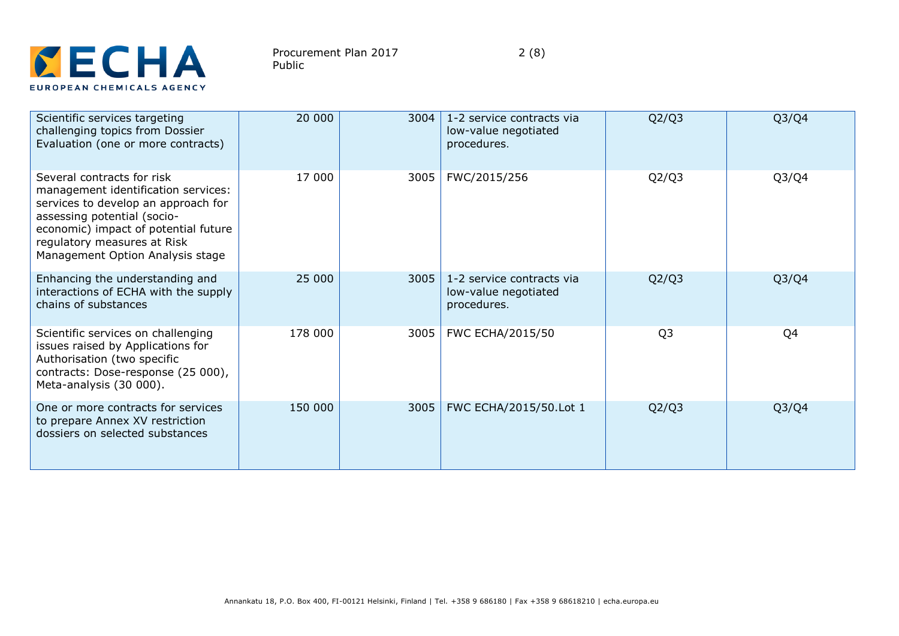| | | | | | |
|---|---|---|---|---|---|
| Scientific services targeting challenging topics from Dossier Evaluation (one or more contracts) | 20 000 | 3004 | 1-2 service contracts via low-value negotiated procedures. | Q2/Q3 | Q3/Q4 |
| Several contracts for risk management identification services: services to develop an approach for assessing potential (socio-economic) impact of potential future regulatory measures at Risk Management Option Analysis stage | 17 000 | 3005 | FWC/2015/256 | Q2/Q3 | Q3/Q4 |
| Enhancing the understanding and interactions of ECHA with the supply chains of substances | 25 000 | 3005 | 1-2 service contracts via low-value negotiated procedures. | Q2/Q3 | Q3/Q4 |
| Scientific services on challenging issues raised by Applications for Authorisation (two specific contracts: Dose-response (25 000), Meta-analysis (30 000). | 178 000 | 3005 | FWC ECHA/2015/50 | Q3 | Q4 |
| One or more contracts for services to prepare Annex XV restriction dossiers on selected substances | 150 000 | 3005 | FWC ECHA/2015/50.Lot 1 | Q2/Q3 | Q3/Q4 |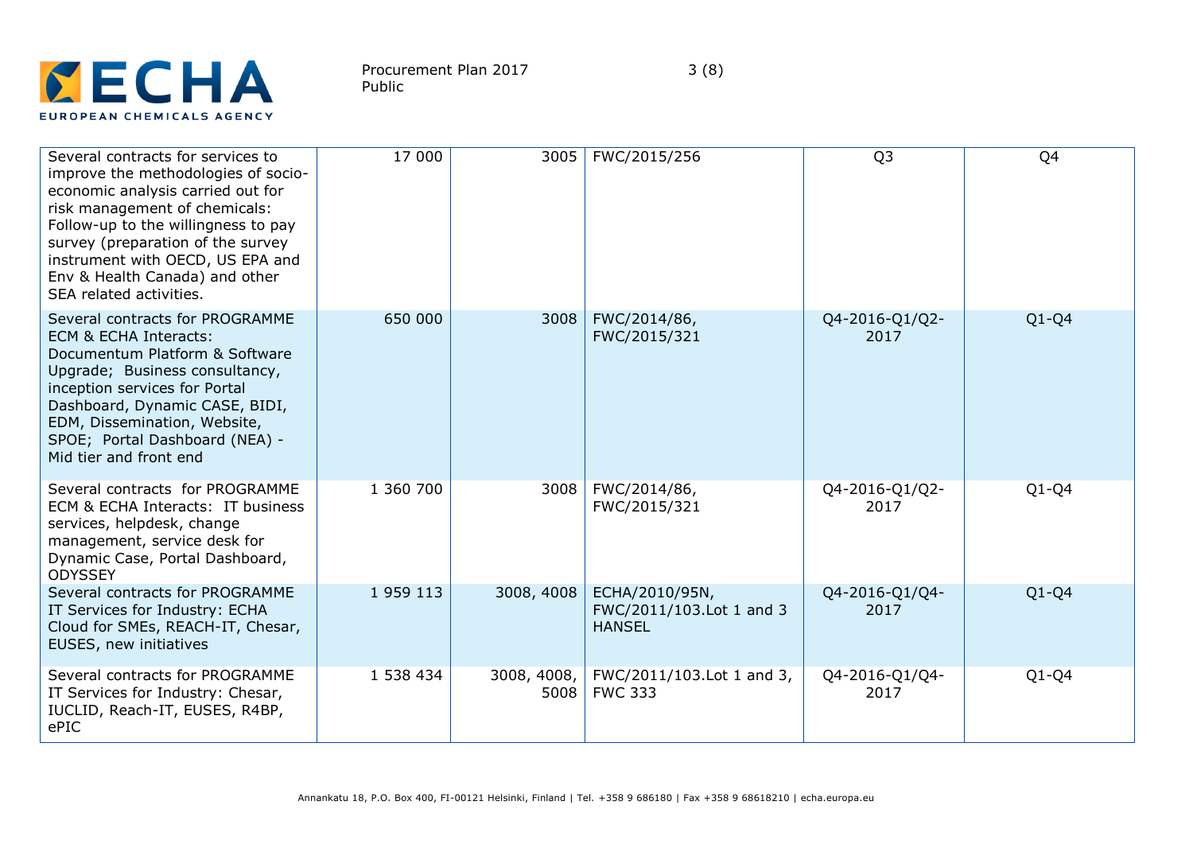| | | | | | |
|---|---|---|---|---|---|
| Several contracts for services to improve the methodologies of socio-economic analysis carried out for risk management of chemicals: Follow-up to the willingness to pay survey (preparation of the survey instrument with OECD, US EPA and Env & Health Canada) and other SEA related activities. | 17 000 | 3005 | FWC/2015/256 | Q3 | Q4 |
| Several contracts for PROGRAMME ECM & ECHA Interacts: Documentum Platform & Software Upgrade; Business consultancy, inception services for Portal Dashboard, Dynamic CASE, BIDI, EDM, Dissemination, Website, SPOE; Portal Dashboard (NEA) - Mid tier and front end | 650 000 | 3008 | FWC/2014/86, FWC/2015/321 | Q4-2016-Q1/Q2-2017 | Q1-Q4 |
| Several contracts for PROGRAMME ECM & ECHA Interacts: IT business services, helpdesk, change management, service desk for Dynamic Case, Portal Dashboard, ODYSSEY | 1 360 700 | 3008 | FWC/2014/86, FWC/2015/321 | Q4-2016-Q1/Q2-2017 | Q1-Q4 |
| Several contracts for PROGRAMME IT Services for Industry: ECHA Cloud for SMEs, REACH-IT, Chesar, EUSES, new initiatives | 1 959 113 | 3008, 4008 | ECHA/2010/95N, FWC/2011/103.Lot 1 and 3 HANSEL | Q4-2016-Q1/Q4-2017 | Q1-Q4 |
| Several contracts for PROGRAMME IT Services for Industry: Chesar, IUCLID, Reach-IT, EUSES, R4BP, ePIC | 1 538 434 | 3008, 4008, 5008 | FWC/2011/103.Lot 1 and 3, FWC 333 | Q4-2016-Q1/Q4-2017 | Q1-Q4 |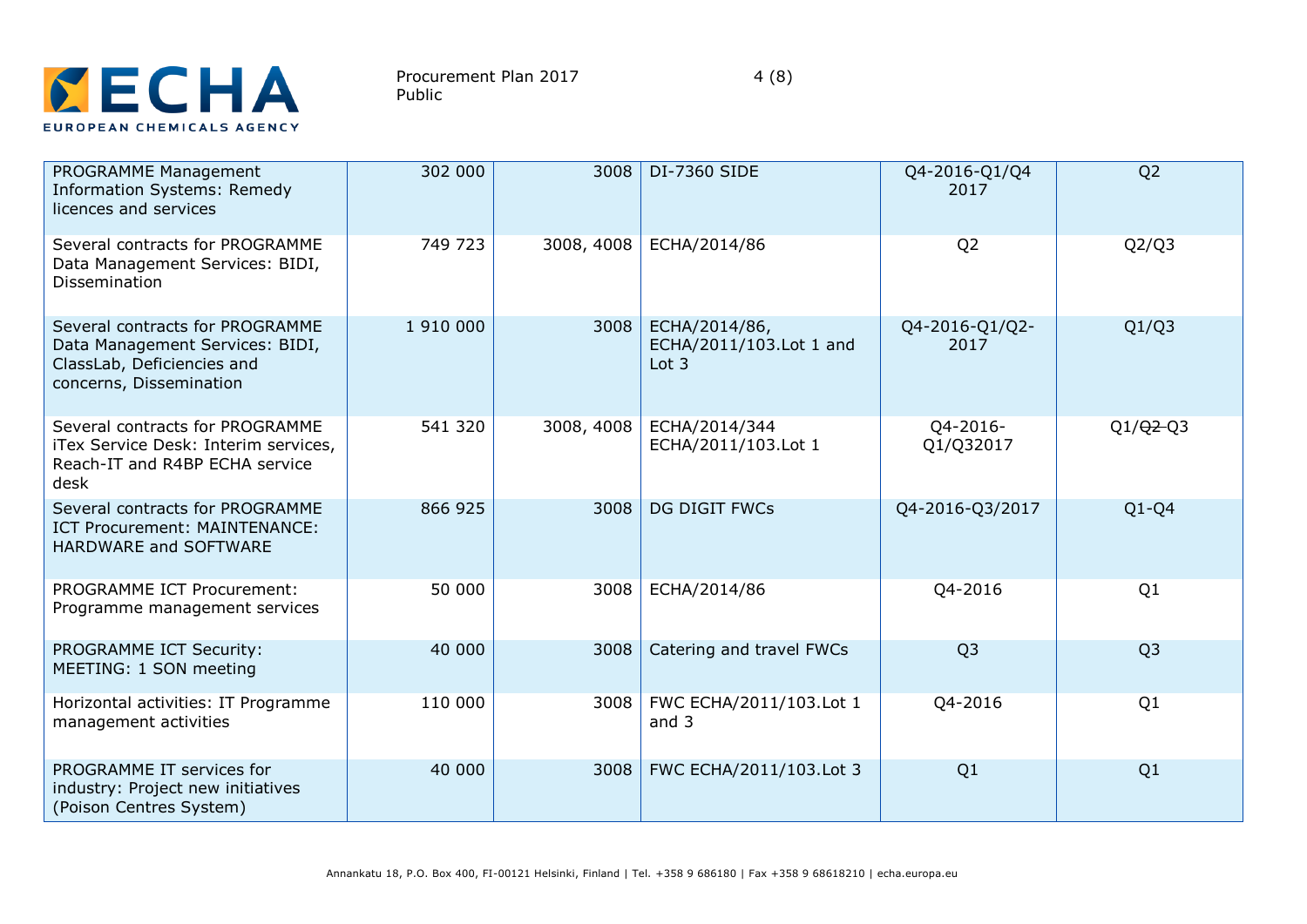| | | | | | |
|---|---|---|---|---|---|
| PROGRAMME Management Information Systems: Remedy licences and services | 302 000 | 3008 | DI-7360 SIDE | Q4-2016-Q1/Q4 2017 | Q2 |
| Several contracts for PROGRAMME Data Management Services: BIDI, Dissemination | 749 723 | 3008, 4008 | ECHA/2014/86 | Q2 | Q2/Q3 |
| Several contracts for PROGRAMME Data Management Services: BIDI, ClassLab, Deficiencies and concerns, Dissemination | 1 910 000 | 3008 | ECHA/2014/86, ECHA/2011/103.Lot 1 and Lot 3 | Q4-2016-Q1/Q2-2017 | Q1/Q3 |
| Several contracts for PROGRAMME iTex Service Desk: Interim services, Reach-IT and R4BP ECHA service desk | 541 320 | 3008, 4008 | ECHA/2014/344 ECHA/2011/103.Lot 1 | Q4-2016-Q1/Q32017 | Q1/~~Q2-~~Q3 |
| Several contracts for PROGRAMME ICT Procurement: MAINTENANCE: HARDWARE and SOFTWARE | 866 925 | 3008 | DG DIGIT FWCs | Q4-2016-Q3/2017 | Q1-Q4 |
| PROGRAMME ICT Procurement: Programme management services | 50 000 | 3008 | ECHA/2014/86 | Q4-2016 | Q1 |
| PROGRAMME ICT Security: MEETING: 1 SON meeting | 40 000 | 3008 | Catering and travel FWCs | Q3 | Q3 |
| Horizontal activities: IT Programme management activities | 110 000 | 3008 | FWC ECHA/2011/103.Lot 1 and 3 | Q4-2016 | Q1 |
| PROGRAMME IT services for industry: Project new initiatives (Poison Centres System) | 40 000 | 3008 | FWC ECHA/2011/103.Lot 3 | Q1 | Q1 |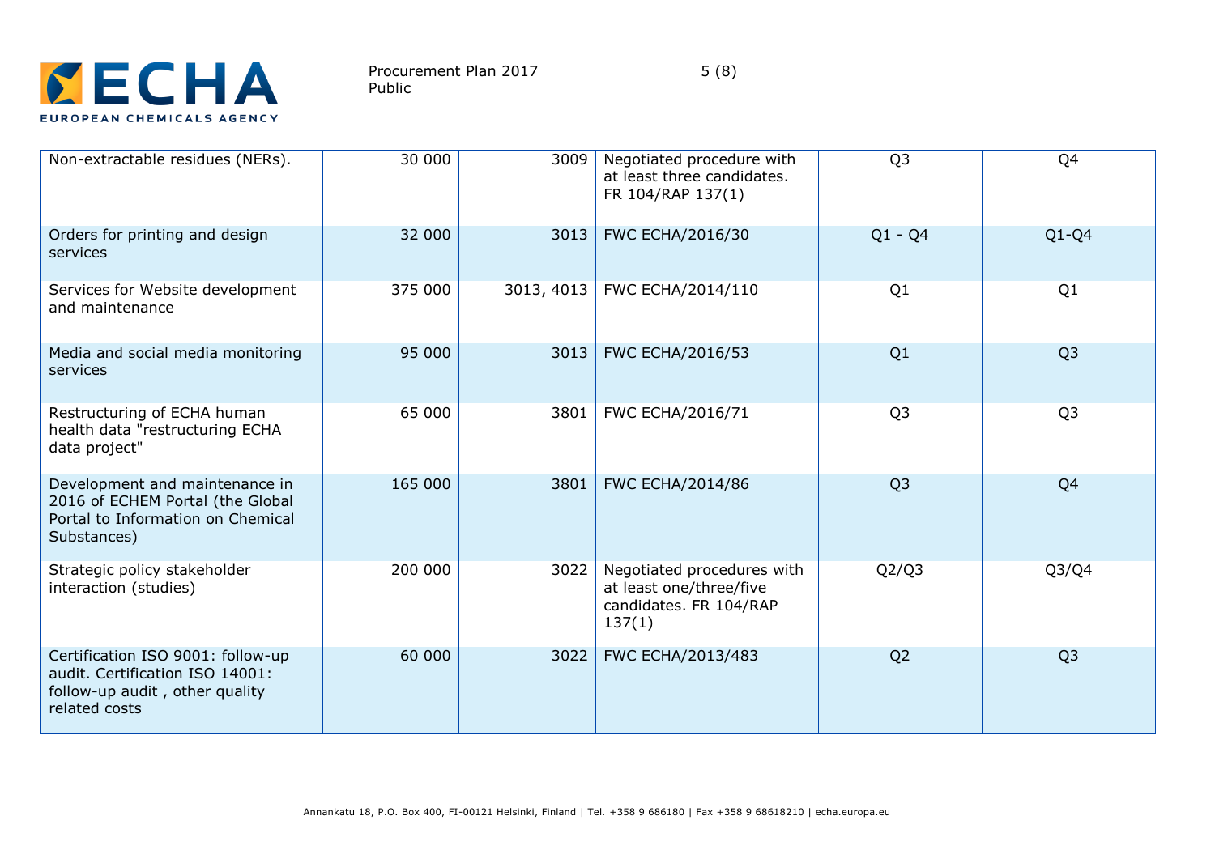| Non-extractable residues (NERs). | 30 000 | 3009 | Negotiated procedure with at least three candidates. FR 104/RAP 137(1) | Q3 | Q4 |
|---|---|---|---|---|---|
| Orders for printing and design services | 32 000 | 3013 | FWC ECHA/2016/30 | Q1 - Q4 | Q1-Q4 |
| Services for Website development and maintenance | 375 000 | 3013, 4013 | FWC ECHA/2014/110 | Q1 | Q1 |
| Media and social media monitoring services | 95 000 | 3013 | FWC ECHA/2016/53 | Q1 | Q3 |
| Restructuring of ECHA human health data "restructuring ECHA data project" | 65 000 | 3801 | FWC ECHA/2016/71 | Q3 | Q3 |
| Development and maintenance in 2016 of ECHEM Portal (the Global Portal to Information on Chemical Substances) | 165 000 | 3801 | FWC ECHA/2014/86 | Q3 | Q4 |
| Strategic policy stakeholder interaction (studies) | 200 000 | 3022 | Negotiated procedures with at least one/three/five candidates. FR 104/RAP 137(1) | Q2/Q3 | Q3/Q4 |
| Certification ISO 9001: follow-up audit. Certification ISO 14001: follow-up audit , other quality related costs | 60 000 | 3022 | FWC ECHA/2013/483 | Q2 | Q3 |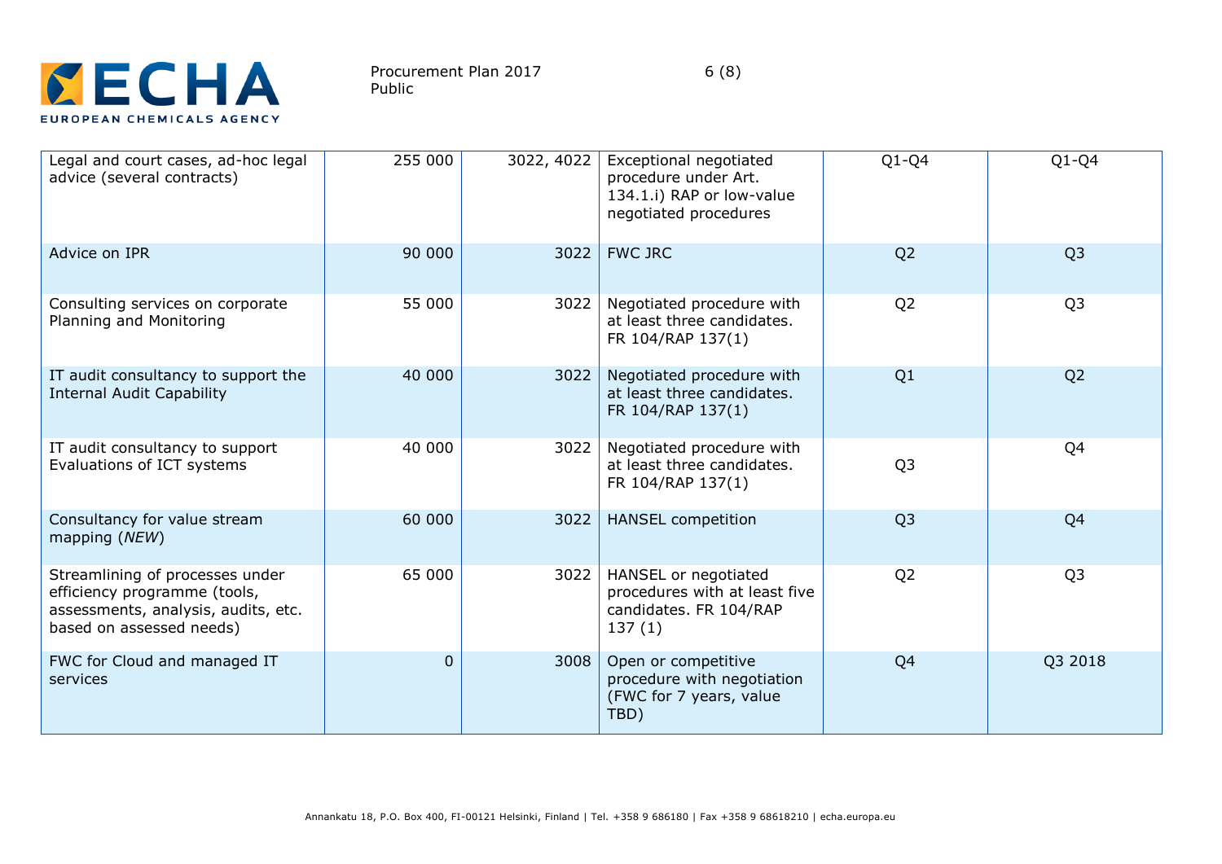| | | | | | |
|---|---|---|---|---|---|
| Legal and court cases, ad-hoc legal advice (several contracts) | 255 000 | 3022, 4022 | Exceptional negotiated procedure under Art. 134.1.i) RAP or low-value negotiated procedures | Q1-Q4 | Q1-Q4 |
| Advice on IPR | 90 000 | 3022 | FWC JRC | Q2 | Q3 |
| Consulting services on corporate Planning and Monitoring | 55 000 | 3022 | Negotiated procedure with at least three candidates. FR 104/RAP 137(1) | Q2 | Q3 |
| IT audit consultancy to support the Internal Audit Capability | 40 000 | 3022 | Negotiated procedure with at least three candidates. FR 104/RAP 137(1) | Q1 | Q2 |
| IT audit consultancy to support Evaluations of ICT systems | 40 000 | 3022 | Negotiated procedure with at least three candidates. FR 104/RAP 137(1) | Q3 | Q4 |
| Consultancy for value stream mapping (*NEW*) | 60 000 | 3022 | HANSEL competition | Q3 | Q4 |
| Streamlining of processes under efficiency programme (tools, assessments, analysis, audits, etc. based on assessed needs) | 65 000 | 3022 | HANSEL or negotiated procedures with at least five candidates. FR 104/RAP 137 (1) | Q2 | Q3 |
| FWC for Cloud and managed IT services | 0 | 3008 | Open or competitive procedure with negotiation (FWC for 7 years, value TBD) | Q4 | Q3 2018 |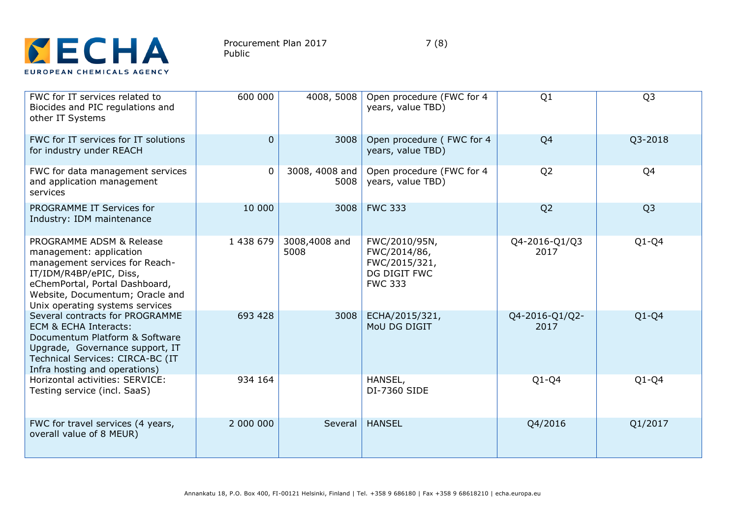| | | | | | |
|---|---|---|---|---|---|
| FWC for IT services related to Biocides and PIC regulations and other IT Systems | 600 000 | 4008, 5008 | Open procedure (FWC for 4 years, value TBD) | Q1 | Q3 |
| FWC for IT services for IT solutions for industry under REACH | 0 | 3008 | Open procedure ( FWC for 4 years, value TBD) | Q4 | Q3-2018 |
| FWC for data management services and application management services | 0 | 3008, 4008 and 5008 | Open procedure (FWC for 4 years, value TBD) | Q2 | Q4 |
| PROGRAMME IT Services for Industry: IDM maintenance | 10 000 | 3008 | FWC 333 | Q2 | Q3 |
| PROGRAMME ADSM & Release management: application management services for Reach-IT/IDM/R4BP/ePIC, Diss, eChemPortal, Portal Dashboard, Website, Documentum; Oracle and Unix operating systems services | 1 438 679 | 3008,4008 and 5008 | FWC/2010/95N, FWC/2014/86, FWC/2015/321, DG DIGIT FWC FWC 333 | Q4-2016-Q1/Q3 2017 | Q1-Q4 |
| Several contracts for PROGRAMME ECM & ECHA Interacts: Documentum Platform & Software Upgrade, Governance support, IT Technical Services: CIRCA-BC (IT Infra hosting and operations) | 693 428 | 3008 | ECHA/2015/321, MoU DG DIGIT | Q4-2016-Q1/Q2-2017 | Q1-Q4 |
| Horizontal activities: SERVICE: Testing service (incl. SaaS) | 934 164 | | HANSEL, DI-7360 SIDE | Q1-Q4 | Q1-Q4 |
| FWC for travel services (4 years, overall value of 8 MEUR) | 2 000 000 | Several | HANSEL | Q4/2016 | Q1/2017 |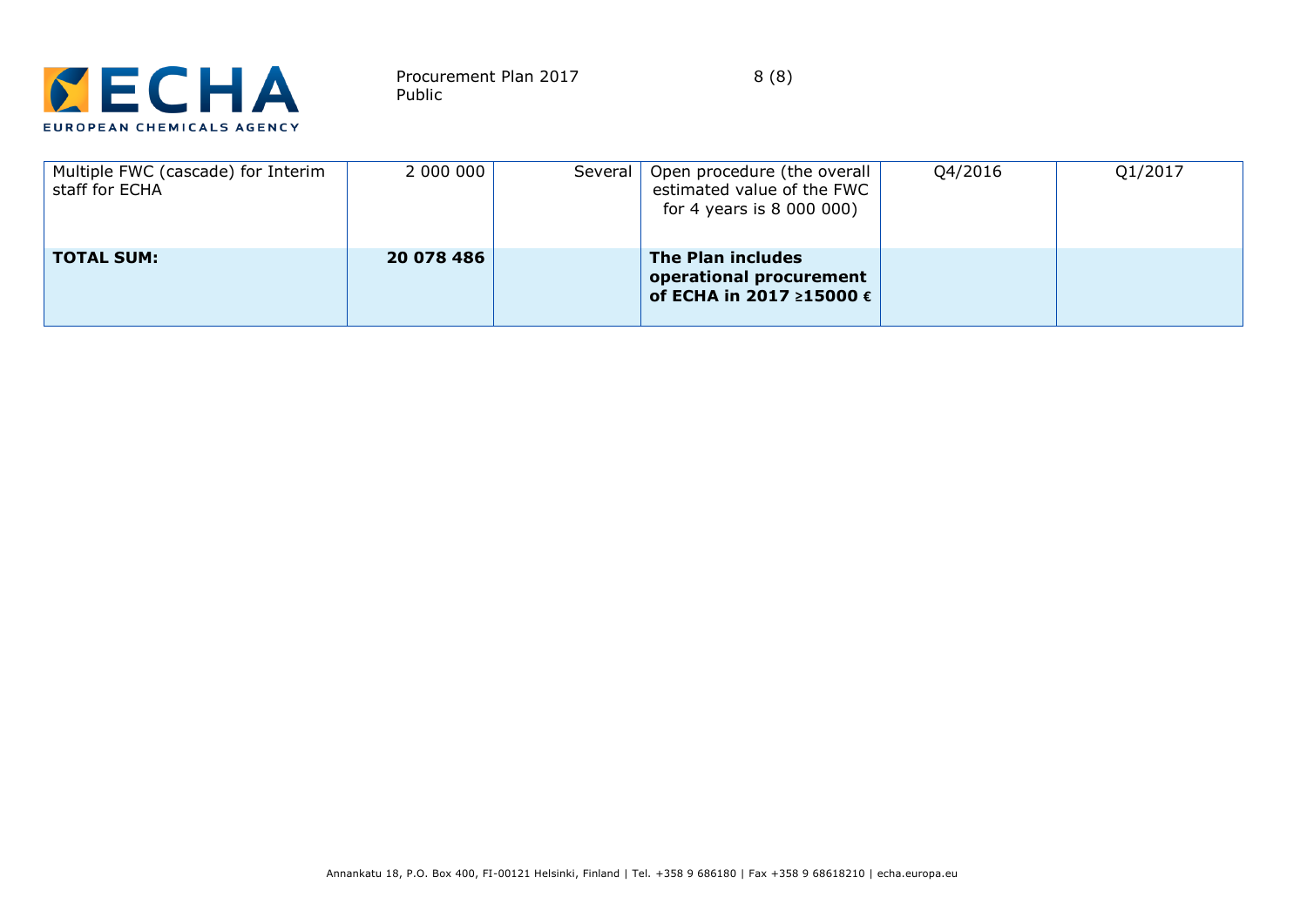| | | | | | |
|---|---|---|---|---|---|
| Multiple FWC (cascade) for Interim staff for ECHA | 2 000 000 | Several | Open procedure (the overall estimated value of the FWC for 4 years is 8 000 000) | Q4/2016 | Q1/2017 |
| **TOTAL SUM:** | **20 078 486** | | **The Plan includes operational procurement of ECHA in 2017 ≥15000 €** | | |

Annankatu 18, P.O. Box 400, FI-00121 Helsinki, Finland | Tel. +358 9 686180 | Fax +358 9 68618210 | echa.europa.eu